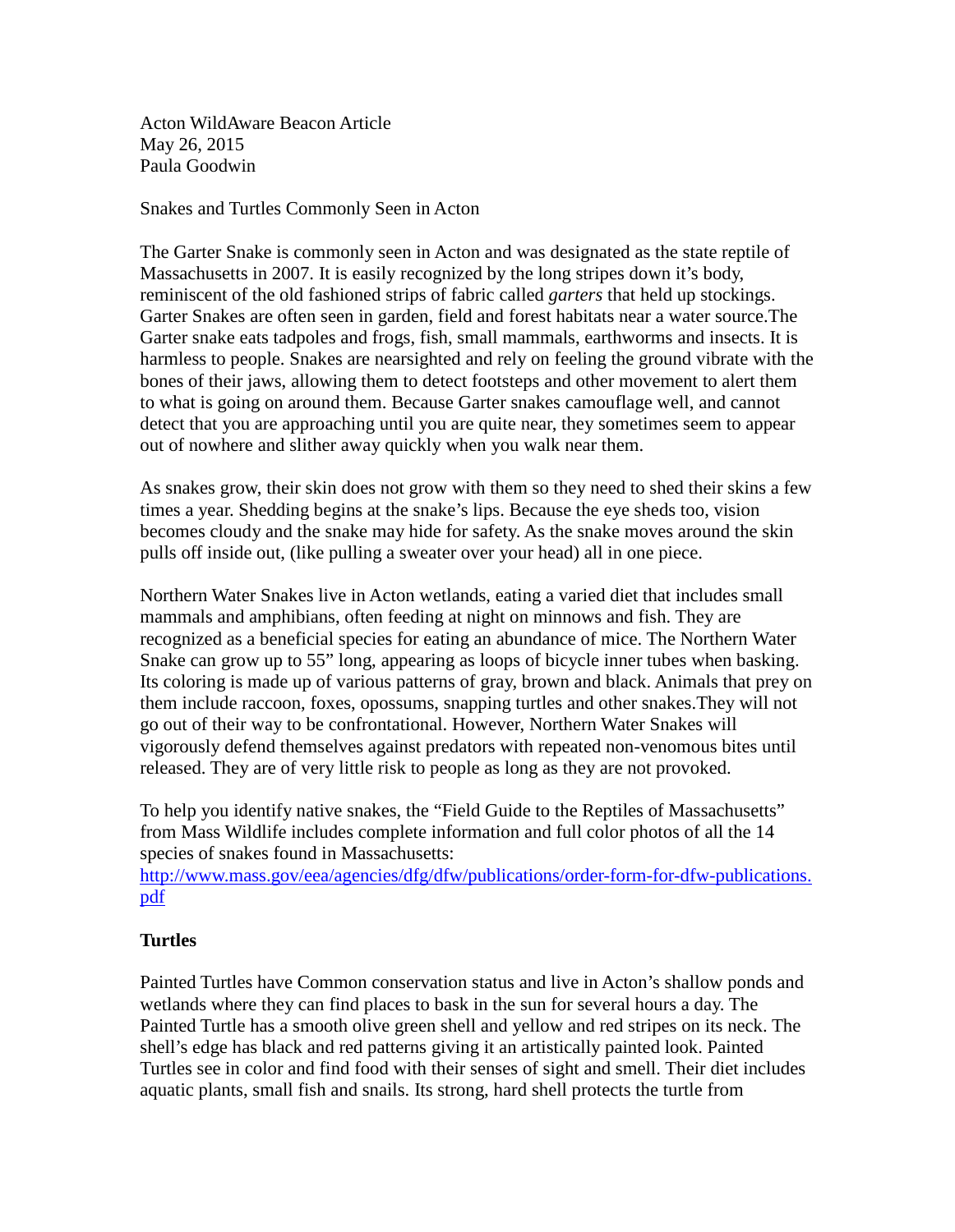Acton WildAware Beacon Article
May 26, 2015
Paula Goodwin

Snakes and Turtles Commonly Seen in Acton

The Garter Snake is commonly seen in Acton and was designated as the state reptile of Massachusetts in 2007. It is easily recognized by the long stripes down it's body, reminiscent of the old fashioned strips of fabric called *garters* that held up stockings. Garter Snakes are often seen in garden, field and forest habitats near a water source.The Garter snake eats tadpoles and frogs, fish, small mammals, earthworms and insects. It is harmless to people. Snakes are nearsighted and rely on feeling the ground vibrate with the bones of their jaws, allowing them to detect footsteps and other movement to alert them to what is going on around them. Because Garter snakes camouflage well, and cannot detect that you are approaching until you are quite near, they sometimes seem to appear out of nowhere and slither away quickly when you walk near them.

As snakes grow, their skin does not grow with them so they need to shed their skins a few times a year. Shedding begins at the snake's lips. Because the eye sheds too, vision becomes cloudy and the snake may hide for safety. As the snake moves around the skin pulls off inside out, (like pulling a sweater over your head) all in one piece.

Northern Water Snakes live in Acton wetlands, eating a varied diet that includes small mammals and amphibians, often feeding at night on minnows and fish. They are recognized as a beneficial species for eating an abundance of mice. The Northern Water Snake can grow up to 55" long, appearing as loops of bicycle inner tubes when basking. Its coloring is made up of various patterns of gray, brown and black. Animals that prey on them include raccoon, foxes, opossums, snapping turtles and other snakes.They will not go out of their way to be confrontational. However, Northern Water Snakes will vigorously defend themselves against predators with repeated non-venomous bites until released. They are of very little risk to people as long as they are not provoked.

To help you identify native snakes, the "Field Guide to the Reptiles of Massachusetts" from Mass Wildlife includes complete information and full color photos of all the 14 species of snakes found in Massachusetts:
[http://www.mass.gov/eea/agencies/dfg/dfw/publications/order-form-for-dfw-publications.pdf](http://www.mass.gov/eea/agencies/dfg/dfw/publications/order-form-for-dfw-publications.pdf)

**Turtles**

Painted Turtles have Common conservation status and live in Acton's shallow ponds and wetlands where they can find places to bask in the sun for several hours a day. The Painted Turtle has a smooth olive green shell and yellow and red stripes on its neck. The shell's edge has black and red patterns giving it an artistically painted look. Painted Turtles see in color and find food with their senses of sight and smell. Their diet includes aquatic plants, small fish and snails. Its strong, hard shell protects the turtle from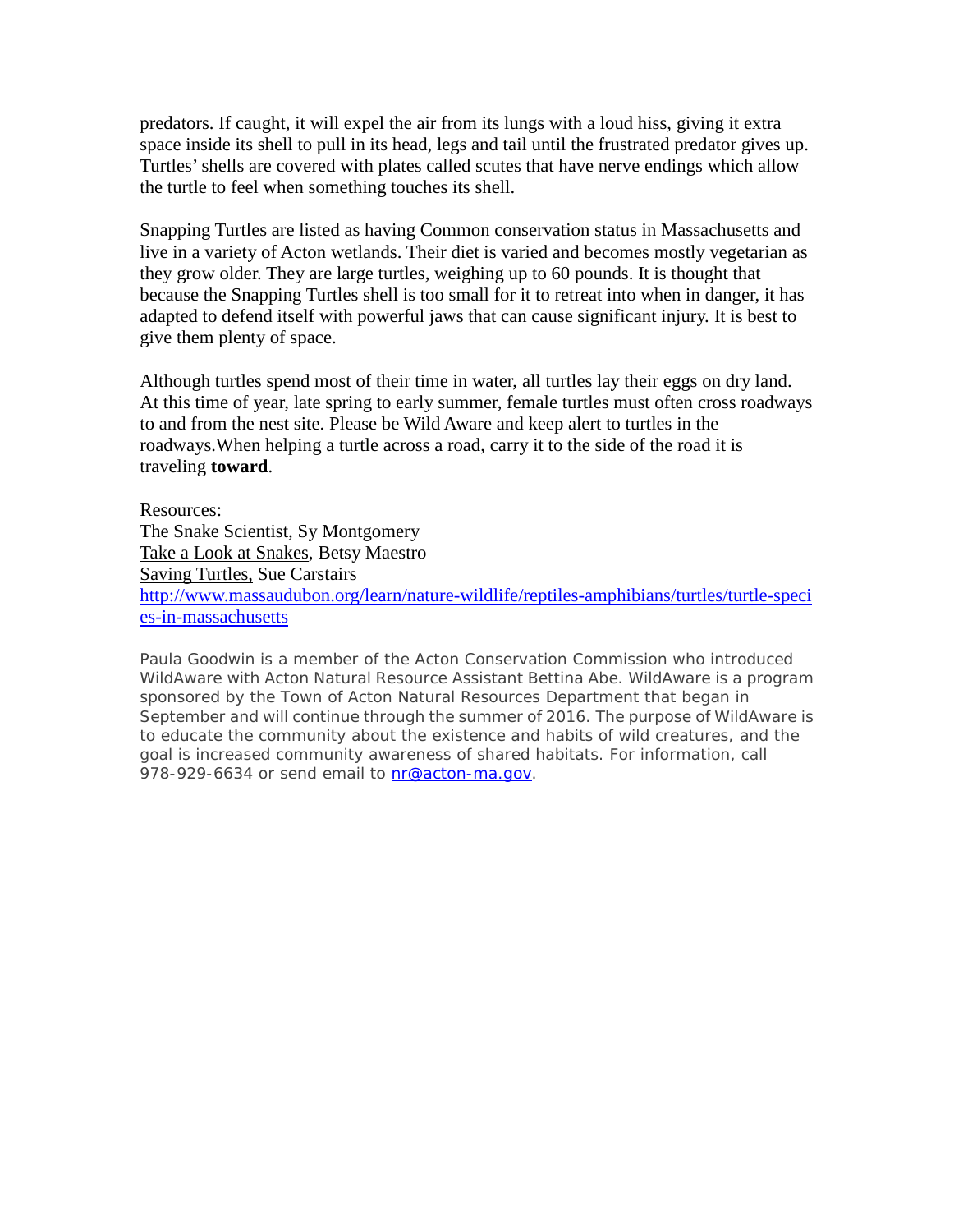predators. If caught, it will expel the air from its lungs with a loud hiss, giving it extra space inside its shell to pull in its head, legs and tail until the frustrated predator gives up. Turtles' shells are covered with plates called scutes that have nerve endings which allow the turtle to feel when something touches its shell.

Snapping Turtles are listed as having Common conservation status in Massachusetts and live in a variety of Acton wetlands. Their diet is varied and becomes mostly vegetarian as they grow older. They are large turtles, weighing up to 60 pounds. It is thought that because the Snapping Turtles shell is too small for it to retreat into when in danger, it has adapted to defend itself with powerful jaws that can cause significant injury. It is best to give them plenty of space.

Although turtles spend most of their time in water, all turtles lay their eggs on dry land. At this time of year, late spring to early summer, female turtles must often cross roadways to and from the nest site. Please be Wild Aware and keep alert to turtles in the roadways.When helping a turtle across a road, carry it to the side of the road it is traveling **toward**.

Resources:
The Snake Scientist, Sy Montgomery
Take a Look at Snakes, Betsy Maestro
Saving Turtles, Sue Carstairs
http://www.massaudubon.org/learn/nature-wildlife/reptiles-amphibians/turtles/turtle-species-in-massachusetts

Paula Goodwin is a member of the Acton Conservation Commission who introduced WildAware with Acton Natural Resource Assistant Bettina Abe. WildAware is a program sponsored by the Town of Acton Natural Resources Department that began in September and will continue through the summer of 2016. The purpose of WildAware is to educate the community about the existence and habits of wild creatures, and the goal is increased community awareness of shared habitats. For information, call 978-929-6634 or send email to nr@acton-ma.gov.